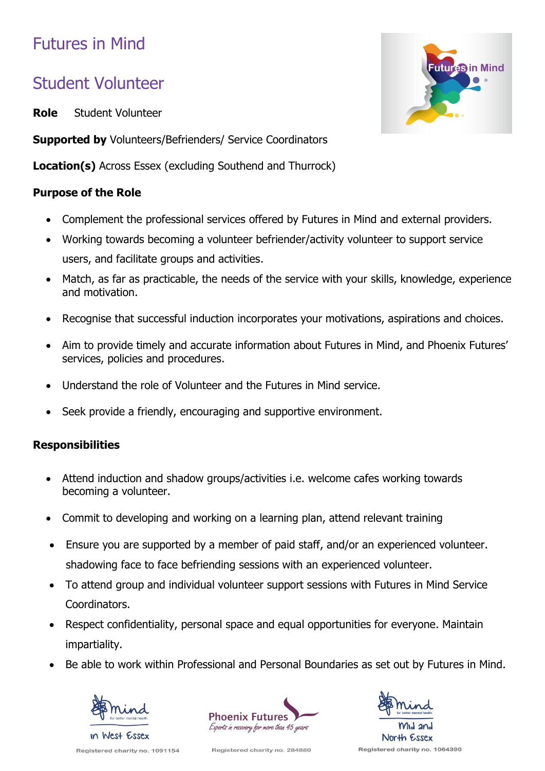# Futures in Mind

## Student Volunteer

**Role** Student Volunteer

**Supported by** Volunteers/Befrienders/ Service Coordinators

**Location(s)** Across Essex (excluding Southend and Thurrock)

**Purpose of the Role**

- Complement the professional services offered by Futures in Mind and external providers.
- Working towards becoming a volunteer befriender/activity volunteer to support service users, and facilitate groups and activities.
- Match, as far as practicable, the needs of the service with your skills, knowledge, experience and motivation.
- Recognise that successful induction incorporates your motivations, aspirations and choices.
- Aim to provide timely and accurate information about Futures in Mind, and Phoenix Futures' services, policies and procedures.
- Understand the role of Volunteer and the Futures in Mind service.
- Seek provide a friendly, encouraging and supportive environment.

**Responsibilities**

- Attend induction and shadow groups/activities i.e. welcome cafes working towards becoming a volunteer.
- Commit to developing and working on a learning plan, attend relevant training
- Ensure you are supported by a member of paid staff, and/or an experienced volunteer. shadowing face to face befriending sessions with an experienced volunteer.
- To attend group and individual volunteer support sessions with Futures in Mind Service Coordinators.
- Respect confidentiality, personal space and equal opportunities for everyone. Maintain impartiality.
- Be able to work within Professional and Personal Boundaries as set out by Futures in Mind.

Mind for better mental health in West Essex — Registered charity no. 1091154

Phoenix Futures — Experts in recovery for more than 45 years — Registered charity no. 284880

Mind for better mental health Mid and North Essex — Registered charity no. 1064390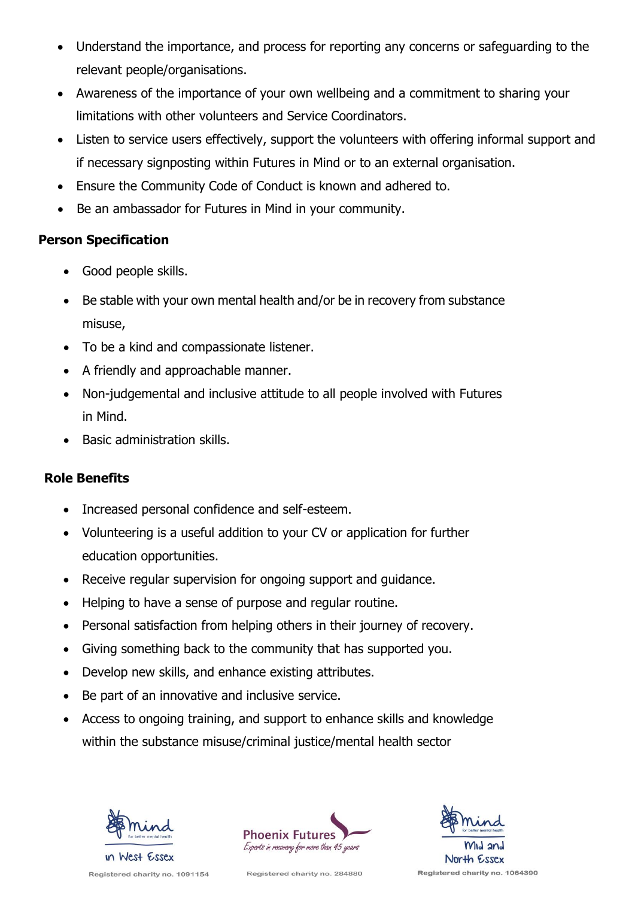- Understand the importance, and process for reporting any concerns or safeguarding to the relevant people/organisations.
- Awareness of the importance of your own wellbeing and a commitment to sharing your limitations with other volunteers and Service Coordinators.
- Listen to service users effectively, support the volunteers with offering informal support and if necessary signposting within Futures in Mind or to an external organisation.
- Ensure the Community Code of Conduct is known and adhered to.
- Be an ambassador for Futures in Mind in your community.

**Person Specification**

- Good people skills.
- Be stable with your own mental health and/or be in recovery from substance misuse,
- To be a kind and compassionate listener.
- A friendly and approachable manner.
- Non-judgemental and inclusive attitude to all people involved with Futures in Mind.
- Basic administration skills.

**Role Benefits**

- Increased personal confidence and self-esteem.
- Volunteering is a useful addition to your CV or application for further education opportunities.
- Receive regular supervision for ongoing support and guidance.
- Helping to have a sense of purpose and regular routine.
- Personal satisfaction from helping others in their journey of recovery.
- Giving something back to the community that has supported you.
- Develop new skills, and enhance existing attributes.
- Be part of an innovative and inclusive service.
- Access to ongoing training, and support to enhance skills and knowledge within the substance misuse/criminal justice/mental health sector

Mind for better mental health in West Essex
Registered charity no. 1091154

Phoenix Futures
*Experts in recovery for more than 45 years*
Registered charity no. 284880

Mind for better mental health Mid and North Essex
Registered charity no. 1064390